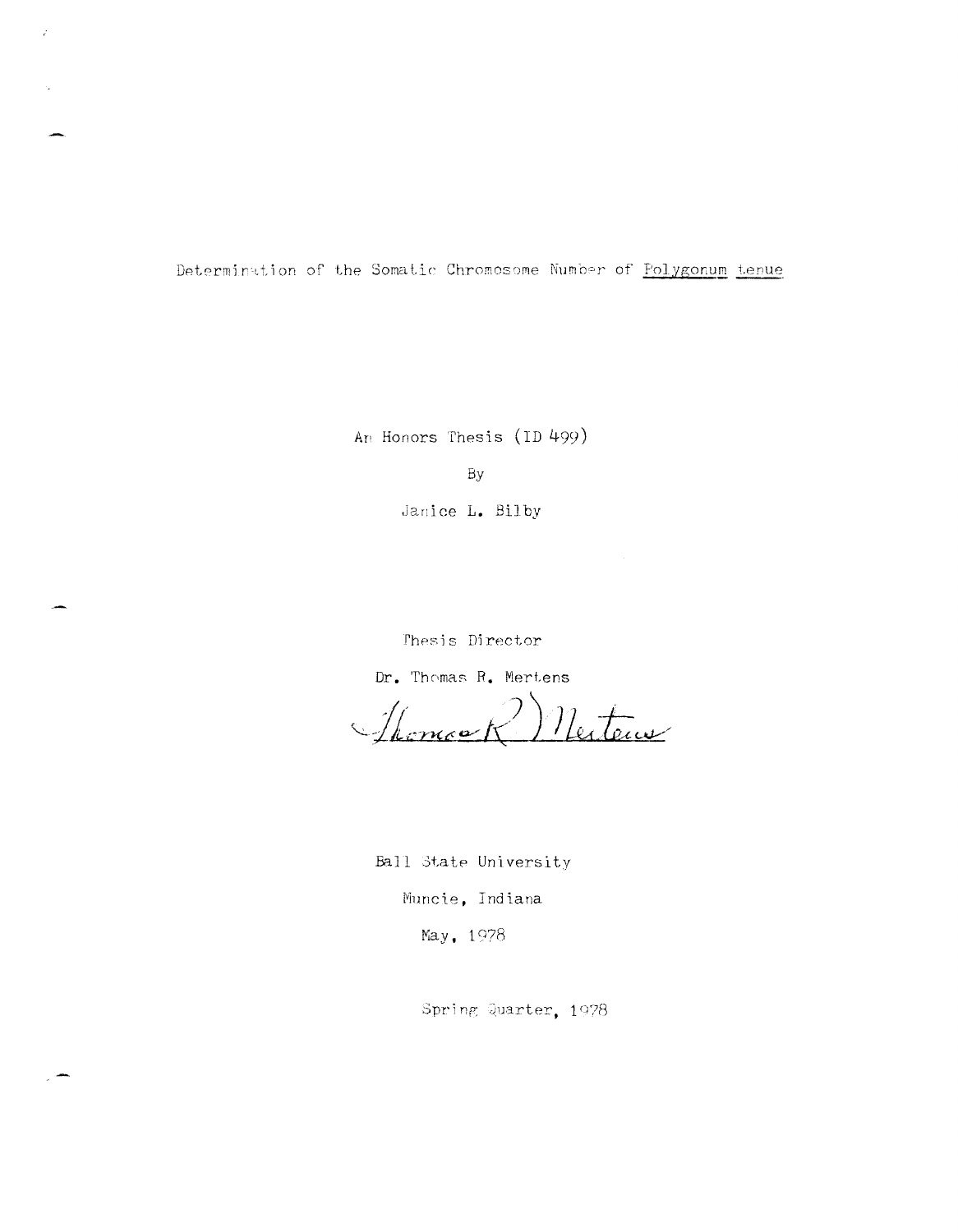# Determination of the Somatic Chromosome Number of *Polygonum tenue*

An Honors Thesis (ID 499)

By

Janice L. Bilby

Thesis Director

Dr. Thomas R. Mertens

Thomas R. Mertens

Ball State University

Muncie, Indiana

May, 1978

Spring Quarter, 1978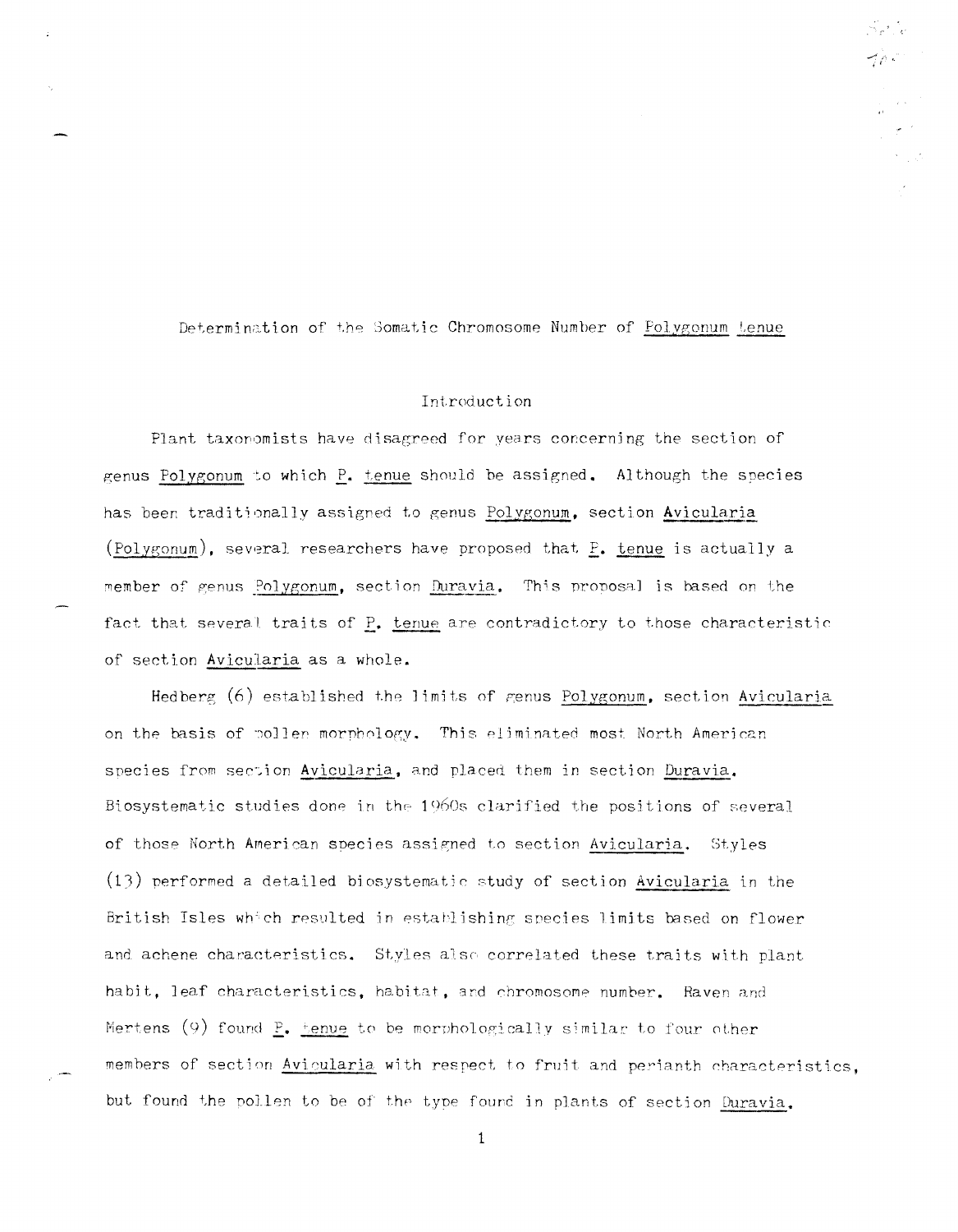# Determination of the Somatic Chromosome Number of *Polygonum tenue*

## Introduction

Plant taxonomists have disagreed for years concerning the section of genus *Polygonum* to which *P. tenue* should be assigned. Although the species has been traditionally assigned to genus *Polygonum*, section *Avicularia* (*Polygonum*), several researchers have proposed that *P. tenue* is actually a member of genus *Polygonum*, section *Duravia*. This proposal is based on the fact that several traits of *P. tenue* are contradictory to those characteristic of section *Avicularia* as a whole.

Hedberg (6) established the limits of genus *Polygonum*, section *Avicularia* on the basis of pollen morphology. This eliminated most North American species from section *Avicularia*, and placed them in section *Duravia*. Biosystematic studies done in the 1960s clarified the positions of several of those North American species assigned to section *Avicularia*. Styles (13) performed a detailed biosystematic study of section *Avicularia* in the British Isles which resulted in establishing species limits based on flower and achene characteristics. Styles also correlated these traits with plant habit, leaf characteristics, habitat, and chromosome number. Raven and Mertens (9) found *P. tenue* to be morphologically similar to four other members of section *Avicularia* with respect to fruit and perianth characteristics, but found the pollen to be of the type found in plants of section *Duravia*.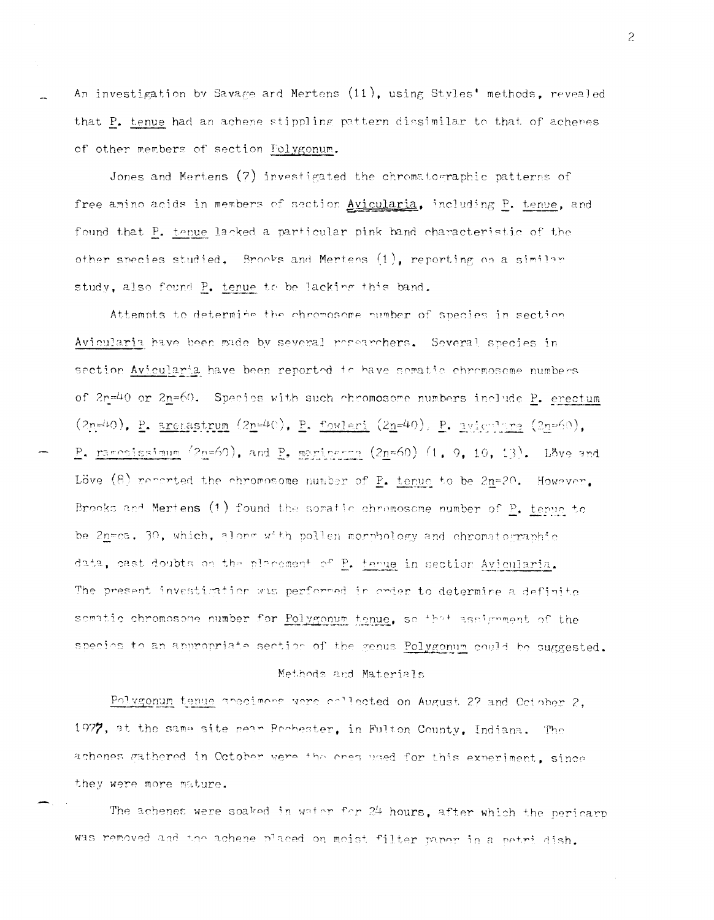An investigation by Savage and Mertens (11), using Styles' methods, revealed that *P. tenue* had an achene stippling pattern dissimilar to that of achenes of other members of section *Polygonum*.

Jones and Mertens (7) investigated the chromatographic patterns of free amino acids in members of section *Avicularia*, including *P. tenue*, and found that *P. tenue* lacked a particular pink band characteristic of the other species studied. Brooks and Mertens (1), reporting on a similar study, also found *P. tenue* to be lacking this band.

Attempts to determine the chromosome number of species in section *Avicularia* have been made by several researchers. Several species in section *Avicularia* have been reported to have somatic chromosome numbers of $2n=40$ or $2n=60$. Species with such chromosome numbers include *P. erectum* ($2n=40$), *P. arenastrum* ($2n=40$), *P. fowleri* ($2n=40$), *P. aviculare* ($2n=60$), *P. ramosissimum* ($2n=60$), and *P. marinense* ($2n=60$) (1, 9, 10, 13). Löve and Löve (8) reported the chromosome number of *P. tenue* to be $2n=20$. However, Brooks and Mertens (1) found the somatic chromosome number of *P. tenue* to be $2n=$ca. 30, which, along with pollen morphology and chromatographic data, cast doubts on the placement of *P. tenue* in section *Avicularia*. The present investigation was performed in order to determine a definite somatic chromosome number for *Polygonum tenue*, so that assignment of the species to an appropriate section of the genus *Polygonum* could be suggested.

## Methods and Materials

*Polygonum tenue* specimens were collected on August 27 and October 2, 1977, at the same site near Rochester, in Fulton County, Indiana. The achenes gathered in October were the ones used for this experiment, since they were more mature.

The achenes were soaked in water for 24 hours, after which the pericarp was removed and the achene placed on moist filter paper in a petri dish.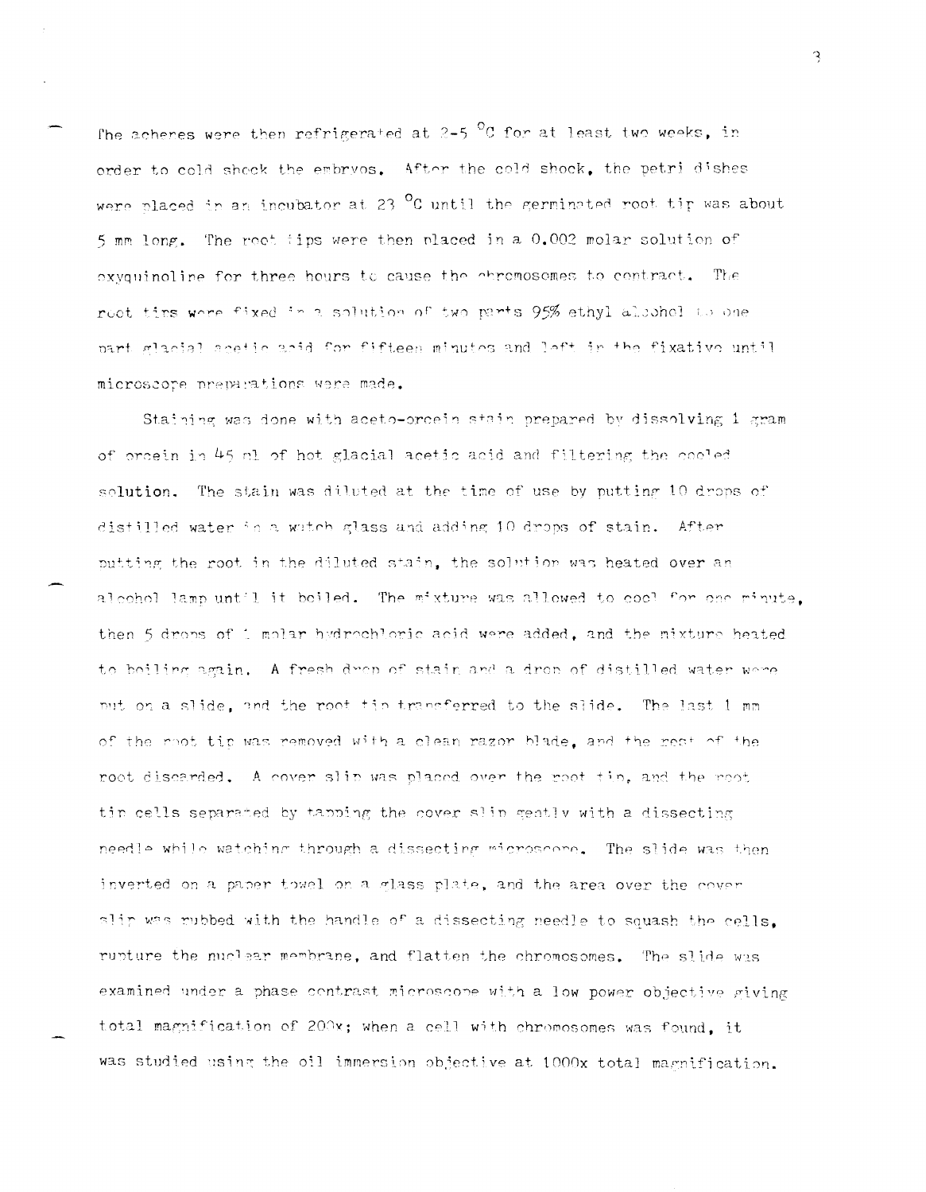The achenes were then refrigerated at 2-5 °C for at least two weeks, in order to cold shock the embryos. After the cold shock, the petri dishes were placed in an incubator at 23 °C until the germinated root tip was about 5 mm long. The root tips were then placed in a 0.002 molar solution of oxyquinoline for three hours to cause the chromosomes to contract. The root tips were fixed in a solution of two parts 95% ethyl alcohol to one part glacial acetic acid for fifteen minutes and left in the fixative until microscope preparations were made.

Staining was done with aceto-orcein stain prepared by dissolving 1 gram of orcein in 45 ml of hot glacial acetic acid and filtering the cooled solution. The stain was diluted at the time of use by putting 10 drops of distilled water in a watch glass and adding 10 drops of stain. After putting the root in the diluted stain, the solution was heated over an alcohol lamp until it boiled. The mixture was allowed to cool for one minute, then 5 drops of 1 molar hydrochloric acid were added, and the mixture heated to boiling again. A fresh drop of stain and a drop of distilled water were put on a slide, and the root tip transferred to the slide. The last 1 mm of the root tip was removed with a clean razor blade, and the rest of the root discarded. A cover slip was placed over the root tip, and the root tip cells separated by tapping the cover slip gently with a dissecting needle while watching through a dissecting microscope. The slide was then inverted on a paper towel on a glass plate, and the area over the cover slip was rubbed with the handle of a dissecting needle to squash the cells, rupture the nuclear membrane, and flatten the chromosomes. The slide was examined under a phase contrast microscope with a low power objective giving total magnification of 200x; when a cell with chromosomes was found, it was studied using the oil immersion objective at 1000x total magnification.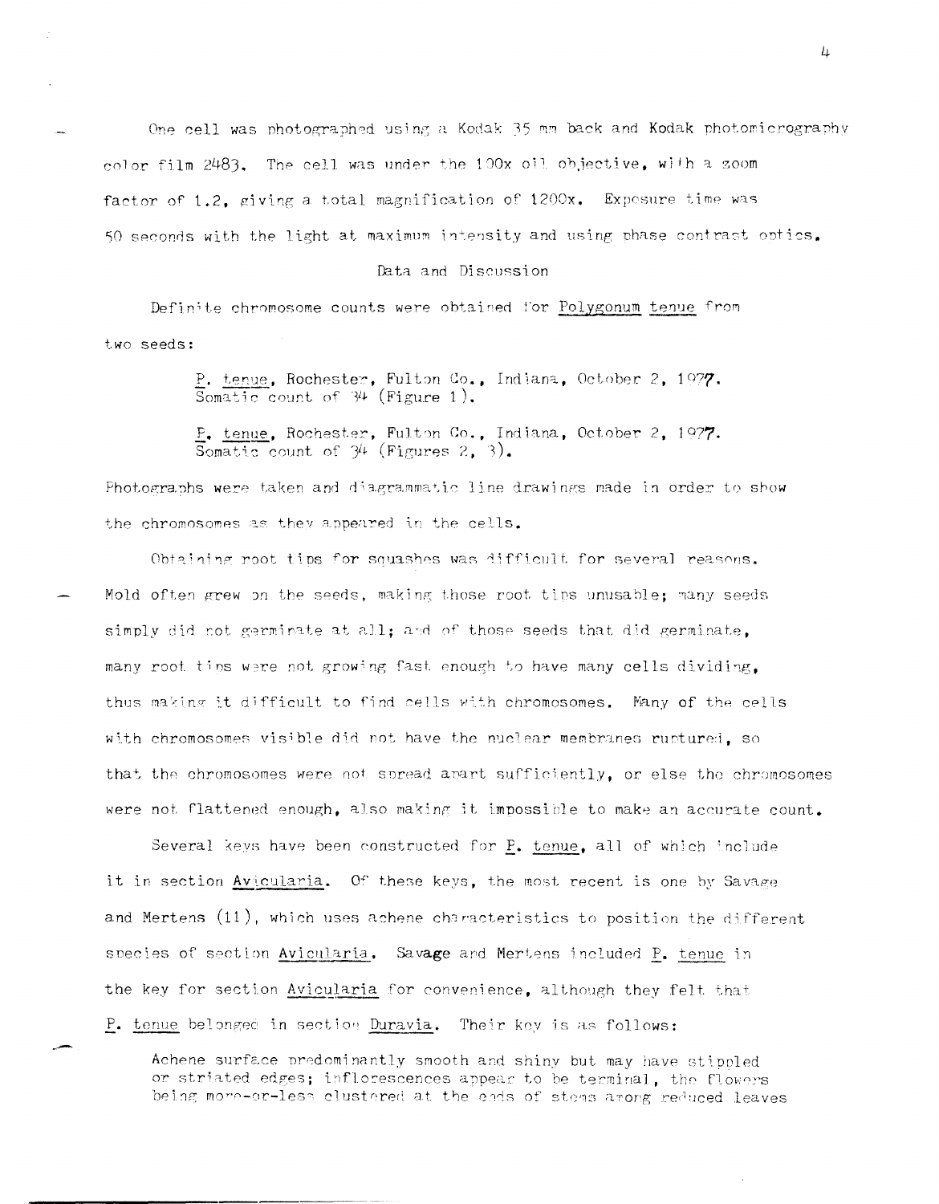One cell was photographed using a Kodak 35 mm back and Kodak photomicrography color film 2483. The cell was under the 100x oil objective, with a zoom factor of 1.2, giving a total magnification of 1200x. Exposure time was 50 seconds with the light at maximum intensity and using phase contrast optics.

## Data and Discussion

Definite chromosome counts were obtained for Polygonum tenue from two seeds:

> P. tenue, Rochester, Fulton Co., Indiana, October 2, 1977. Somatic count of 34 (Figure 1).
>
> P. tenue, Rochester, Fulton Co., Indiana, October 2, 1977. Somatic count of 34 (Figures 2, 3).

Photographs were taken and diagrammatic line drawings made in order to show the chromosomes as they appeared in the cells.

Obtaining root tips for squashes was difficult for several reasons. Mold often grew on the seeds, making those root tips unusable; many seeds simply did not germinate at all; and of those seeds that did germinate, many root tips were not growing fast enough to have many cells dividing, thus making it difficult to find cells with chromosomes. Many of the cells with chromosomes visible did not have the nuclear membranes ruptured, so that the chromosomes were not spread apart sufficiently, or else the chromosomes were not flattened enough, also making it impossible to make an accurate count.

Several keys have been constructed for P. tenue, all of which include it in section Avicularia. Of these keys, the most recent is one by Savage and Mertens (11), which uses achene characteristics to position the different species of section Avicularia. Savage and Mertens included P. tenue in the key for section Avicularia for convenience, although they felt that P. tenue belonged in section Duravia. Their key is as follows:

> Achene surface predominantly smooth and shiny but may have stippled or striated edges; inflorescences appear to be terminal, the flowers being more-or-less clustered at the ends of stems among reduced leaves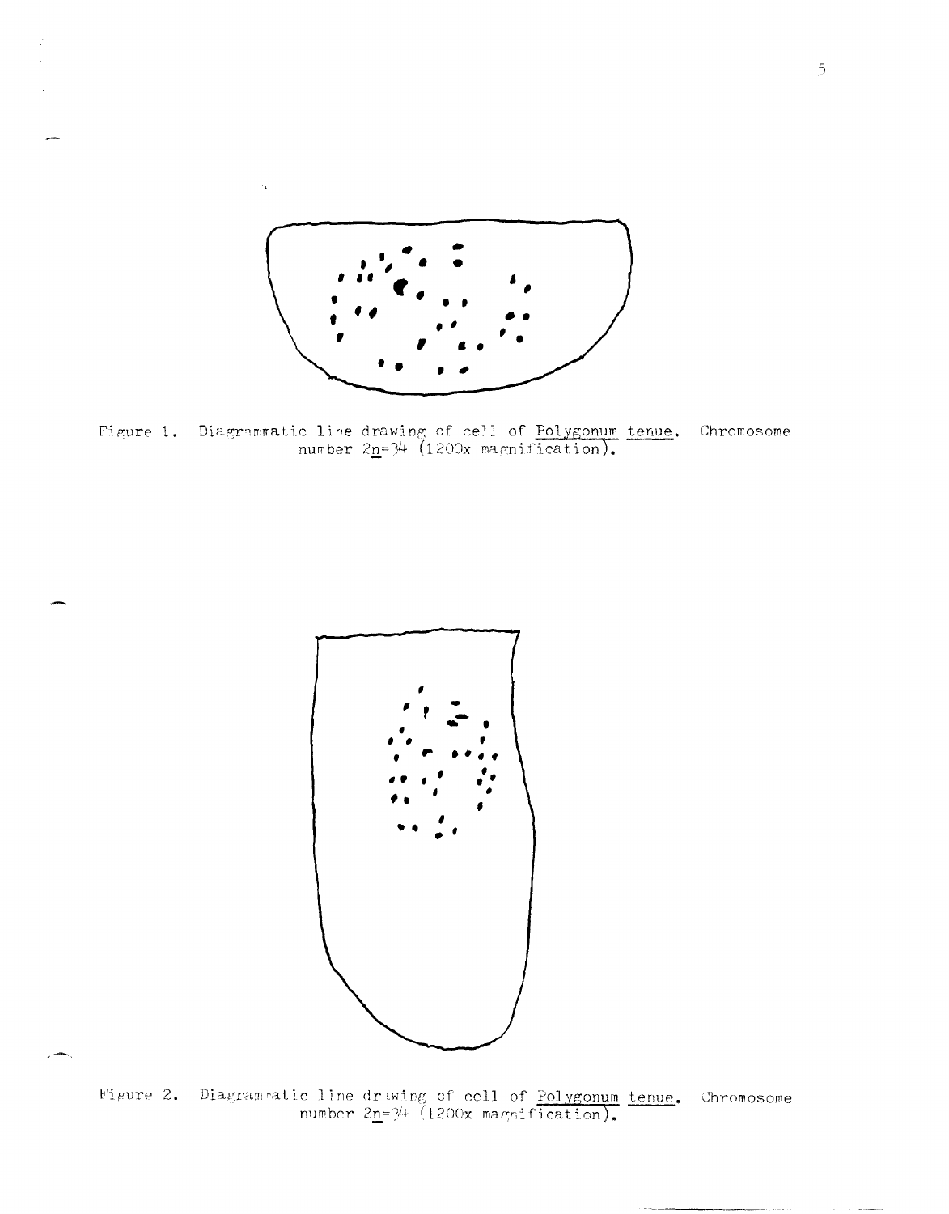Figure 1. Diagrammatic line drawing of cell of *Polygonum tenue*. Chromosome number $2\underline{n}=34$ (1200x magnification).

Figure 2. Diagrammatic line drawing of cell of *Polygonum tenue*. Chromosome number $2\underline{n}=34$ (1200x magnification).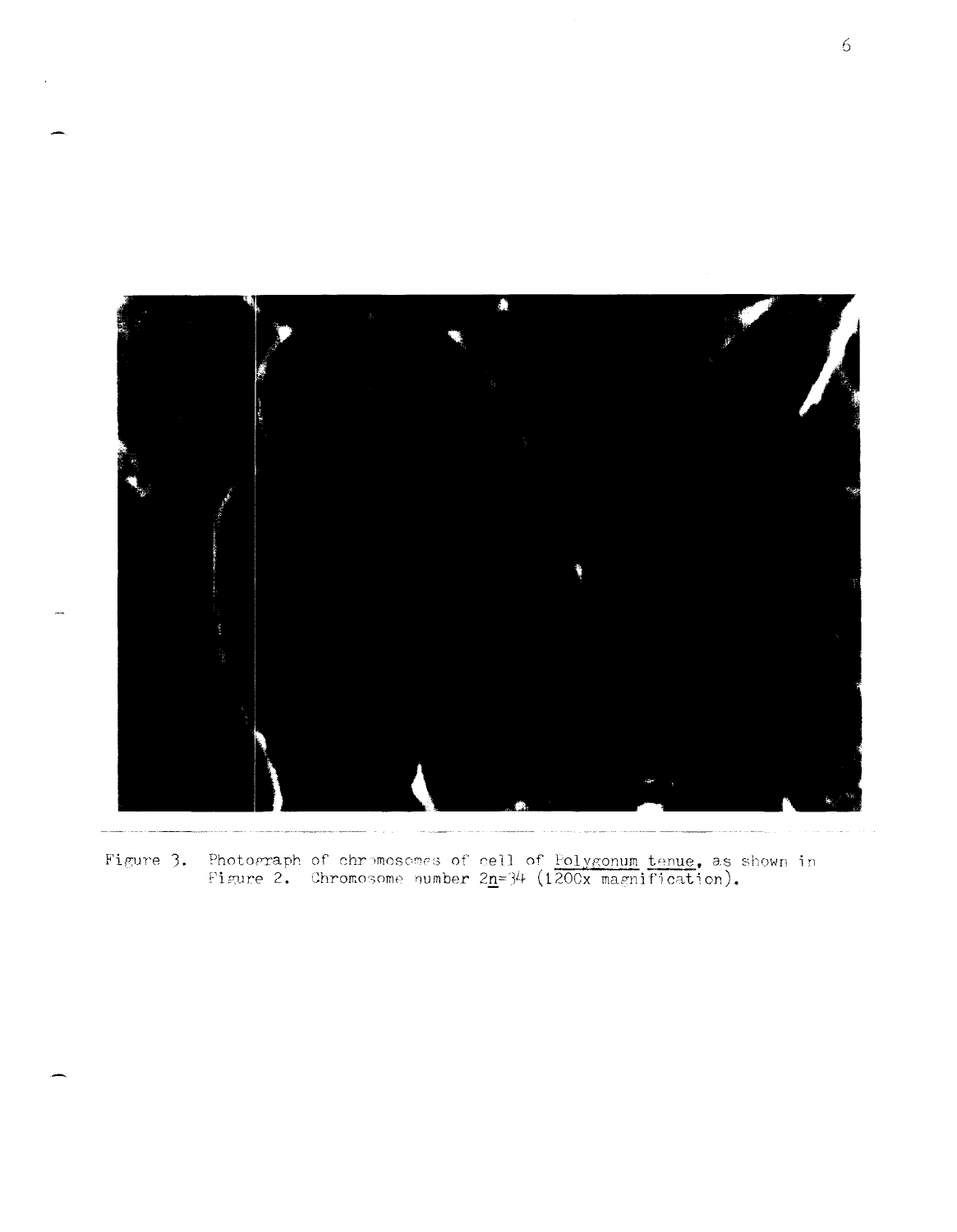Figure 3. Photograph of chromosomes of cell of *Polygonum tenue*, as shown in Figure 2. Chromosome number $2\underline{n}=34$ (1200x magnification).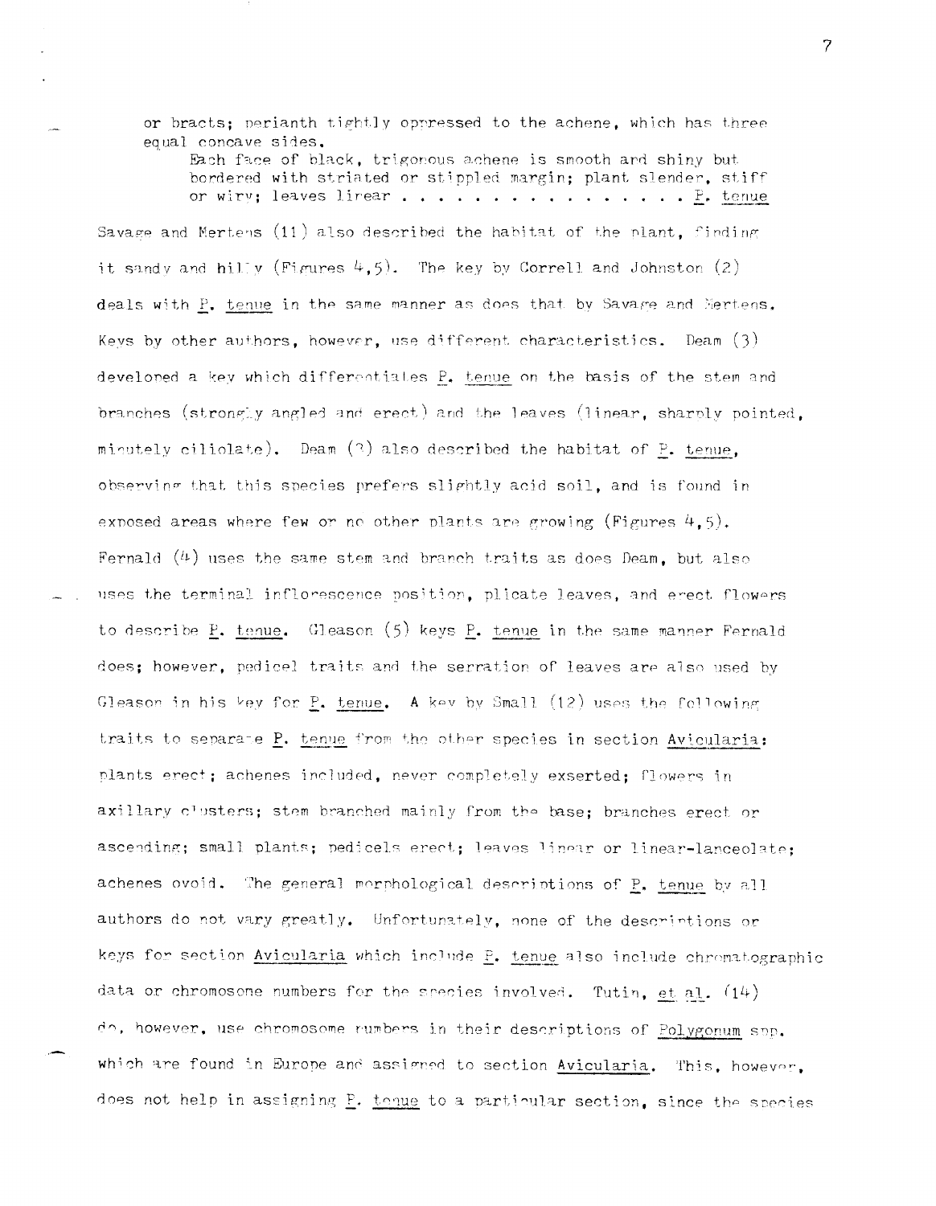or bracts; perianth tightly oppressed to the achene, which has three equal concave sides.

Each face of black, trigonous achene is smooth and shiny but bordered with striated or stippled margin; plant slender, stiff or wiry; leaves linear . . . . . . . . . . . . . . . . *P. tenue*

Savage and Mertens (11) also described the habitat of the plant, finding it sandy and hilly (Figures 4,5). The key by Correll and Johnston (2) deals with *P. tenue* in the same manner as does that by Savage and Mertens. Keys by other authors, however, use different characteristics. Deam (3) developed a key which differentiates *P. tenue* on the basis of the stem and branches (strongly angled and erect) and the leaves (linear, sharply pointed, minutely ciliolate). Deam (3) also described the habitat of *P. tenue*, observing that this species prefers slightly acid soil, and is found in exposed areas where few or no other plants are growing (Figures 4,5). Fernald (4) uses the same stem and branch traits as does Deam, but also uses the terminal inflorescence position, plicate leaves, and erect flowers to describe *P. tenue*. Gleason (5) keys *P. tenue* in the same manner Fernald does; however, pedicel traits and the serration of leaves are also used by Gleason in his key for *P. tenue*. A key by Small (12) uses the following traits to separate *P. tenue* from the other species in section *Avicularia*: plants erect; achenes included, never completely exserted; flowers in axillary clusters; stem branched mainly from the base; branches erect or ascending; small plants; pedicels erect; leaves linear or linear-lanceolate; achenes ovoid. The general morphological descriptions of *P. tenue* by all authors do not vary greatly. Unfortunately, none of the descriptions or keys for section *Avicularia* which include *P. tenue* also include chromatographic data or chromosome numbers for the species involved. Tutin, *et al.* (14) do, however, use chromosome numbers in their descriptions of *Polygonum* spp. which are found in Europe and assigned to section *Avicularia*. This, however, does not help in assigning *P. tenue* to a particular section, since the species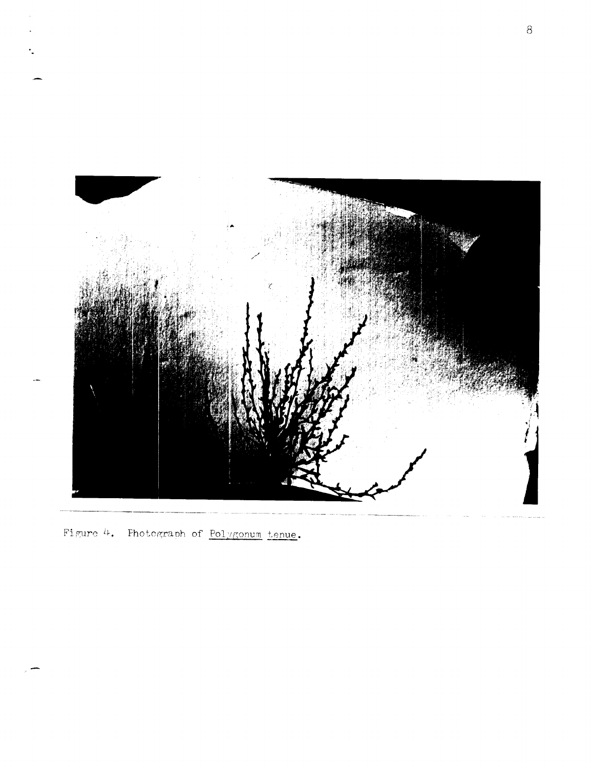Figure 4. Photograph of *Polygonum tenue*.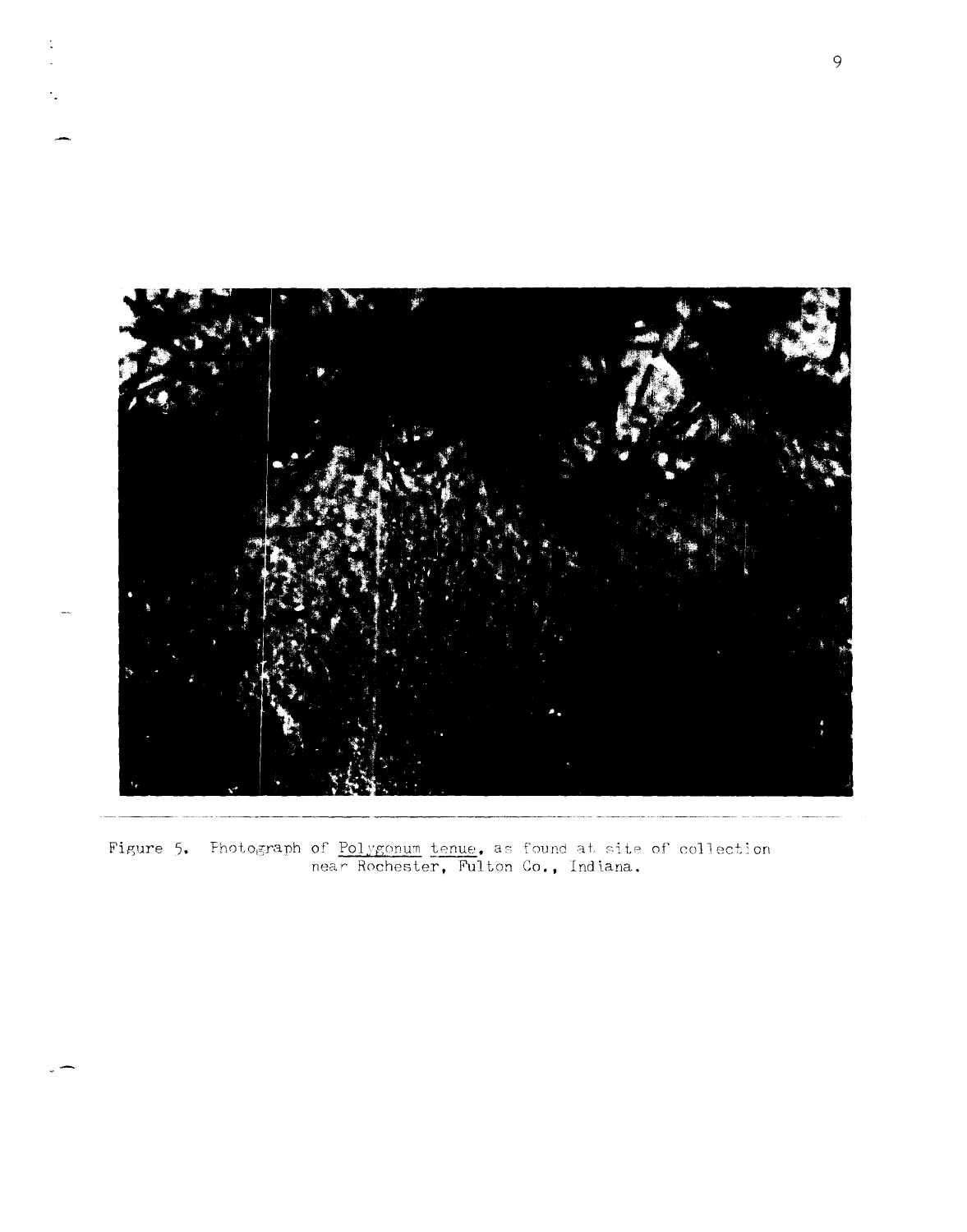Figure 5. Photograph of *Polygonum tenue*, as found at site of collection near Rochester, Fulton Co., Indiana.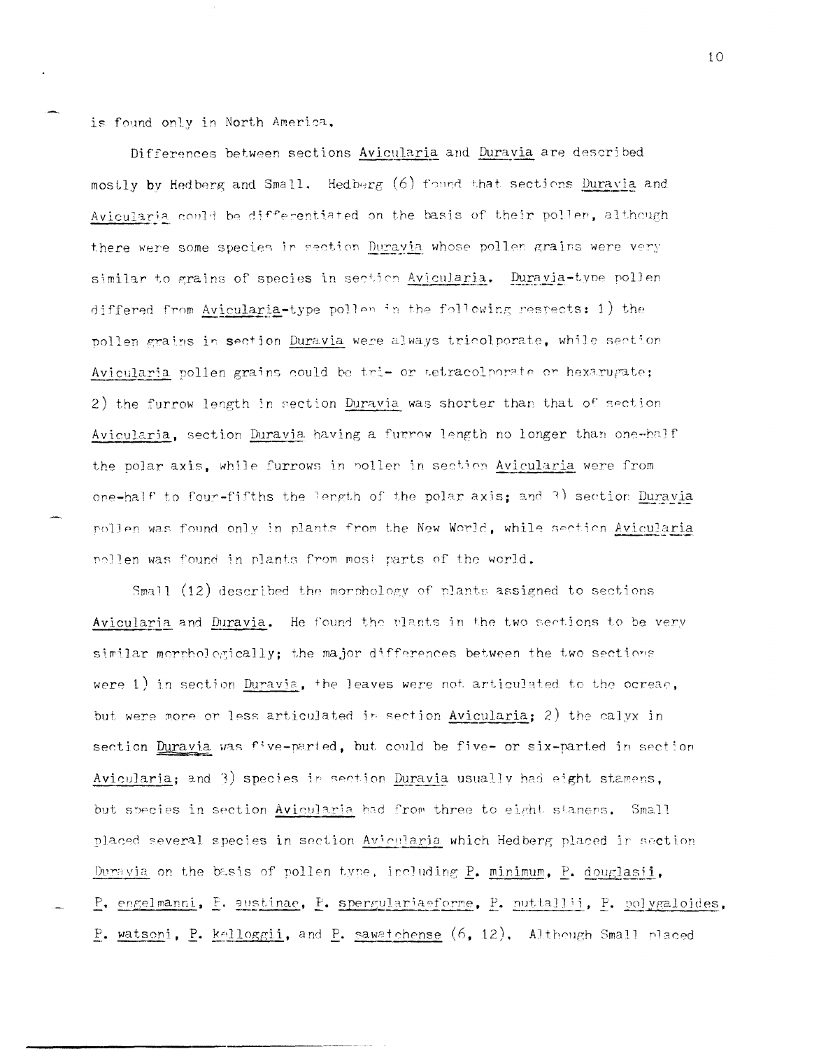is found only in North America.

Differences between sections Avicularia and Duravia are described mostly by Hedberg and Small. Hedberg (6) found that sections Duravia and Avicularia could be differentiated on the basis of their pollen, although there were some species in section Duravia whose pollen grains were very similar to grains of species in section Avicularia. Duravia-type pollen differed from Avicularia-type pollen in the following respects: 1) the pollen grains in section Duravia were always tricolporate, while section Avicularia pollen grains could be tri- or tetracolporate or hexarugate; 2) the furrow length in section Duravia was shorter than that of section Avicularia, section Duravia having a furrow length no longer than one-half the polar axis, while furrows in pollen in section Avicularia were from one-half to four-fifths the length of the polar axis; and 3) section Duravia pollen was found only in plants from the New World, while section Avicularia pollen was found in plants from most parts of the world.

Small (12) described the morphology of plants assigned to sections Avicularia and Duravia. He found the plants in the two sections to be very similar morphologically; the major differences between the two sections were 1) in section Duravia, the leaves were not articulated to the ocreae, but were more or less articulated in section Avicularia; 2) the calyx in section Duravia was five-parted, but could be five- or six-parted in section Avicularia; and 3) species in section Duravia usually had eight stamens, but species in section Avicularia had from three to eight stamens. Small placed several species in section Avicularia which Hedberg placed in section Duravia on the basis of pollen type, including P. minimum, P. douglasii, P. engelmanni, P. austinae, P. spergulariaeforme, P. nuttallii, P. polygaloides, P. watsoni, P. kelloggii, and P. sawatchense (6, 12). Although Small placed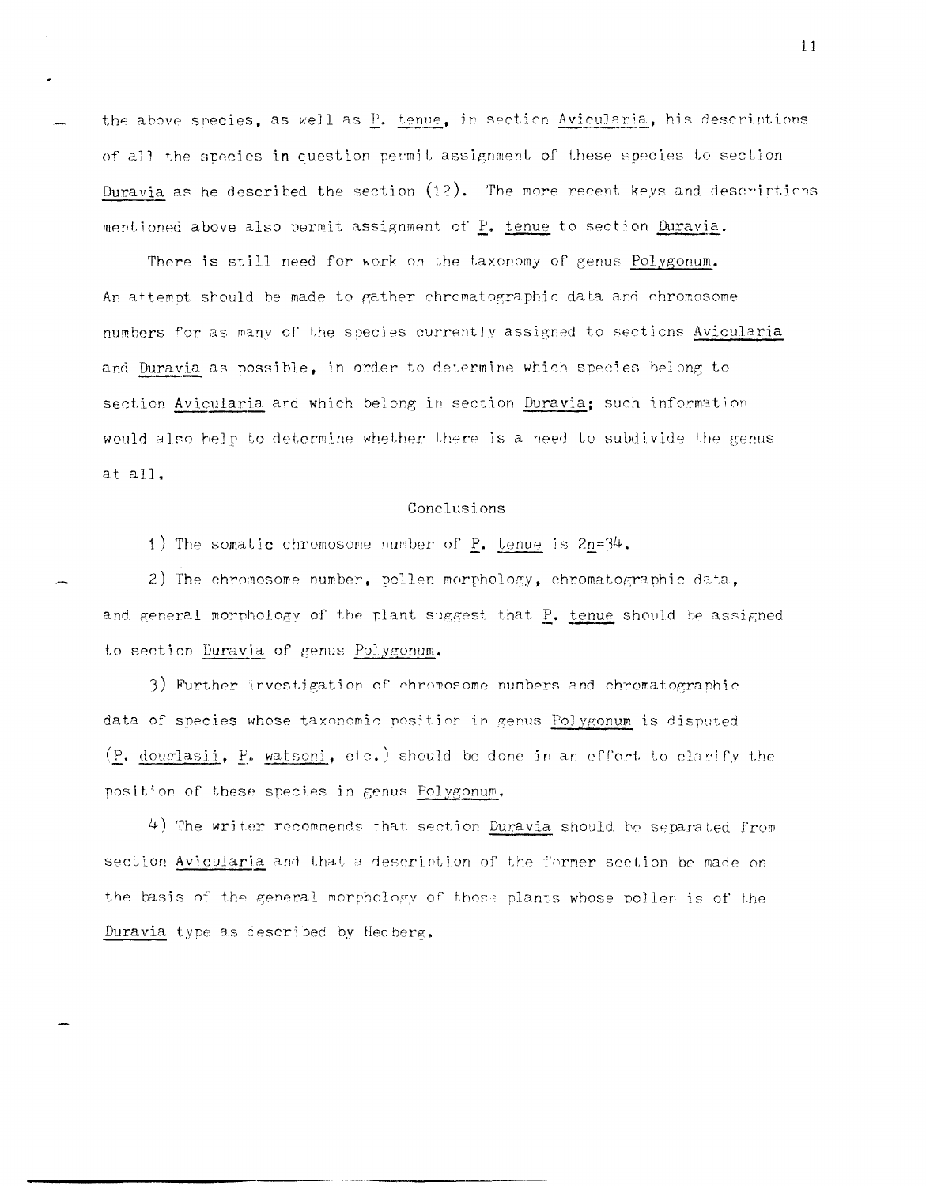the above species, as well as _P. tenue_, in section _Avicularia_, his descriptions of all the species in question permit assignment of these species to section _Duravia_ as he described the section (12). The more recent keys and descriptions mentioned above also permit assignment of _P. tenue_ to section _Duravia_.

There is still need for work on the taxonomy of genus _Polygonum_. An attempt should be made to gather chromatographic data and chromosome numbers for as many of the species currently assigned to sections _Avicularia_ and _Duravia_ as possible, in order to determine which species belong to section _Avicularia_ and which belong in section _Duravia_; such information would also help to determine whether there is a need to subdivide the genus at all.

## Conclusions

1) The somatic chromosome number of _P. tenue_ is $2n=34$.

2) The chromosome number, pollen morphology, chromatographic data, and general morphology of the plant suggest that _P. tenue_ should be assigned to section _Duravia_ of genus _Polygonum_.

3) Further investigation of chromosome numbers and chromatographic data of species whose taxonomic position in genus _Polygonum_ is disputed (_P. douglasii_, _P. watsoni_, etc.) should be done in an effort to clarify the position of these species in genus _Polygonum_.

4) The writer recommends that section _Duravia_ should be separated from section _Avicularia_ and that a description of the former section be made on the basis of the general morphology of those plants whose pollen is of the _Duravia_ type as described by Hedberg.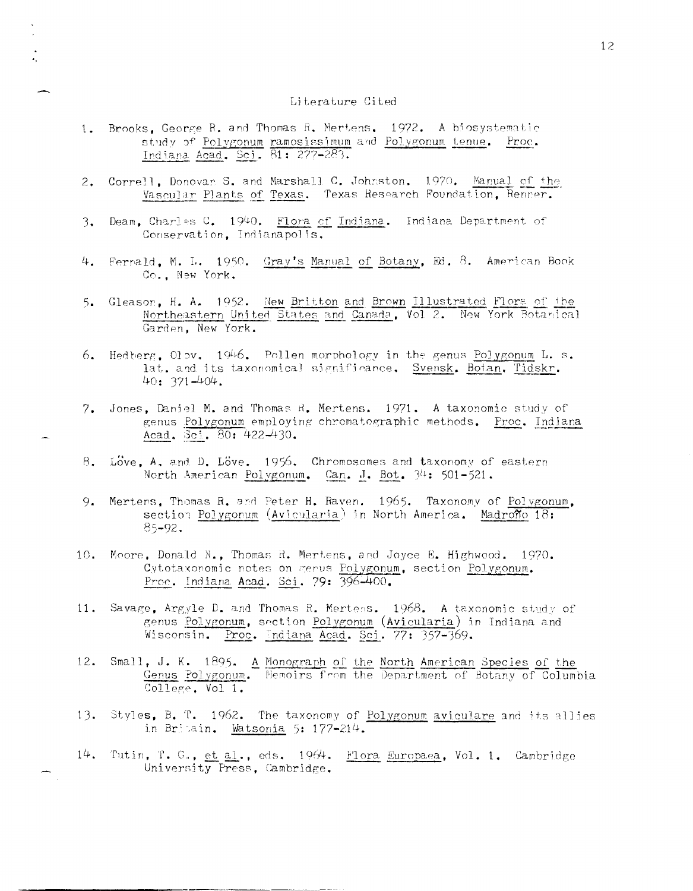## Literature Cited

1. Brooks, George R. and Thomas R. Mertens. 1972. A biosystematic study of *Polygonum ramosissimum* and *Polygonum tenue*. *Proc. Indiana Acad. Sci.* 81: 277-283.

2. Correll, Donovan S. and Marshall C. Johnston. 1970. *Manual of the Vascular Plants of Texas*. Texas Research Foundation, Renner.

3. Deam, Charles C. 1940. *Flora of Indiana*. Indiana Department of Conservation, Indianapolis.

4. Fernald, M. L. 1950. *Gray's Manual of Botany*, Ed. 8. American Book Co., New York.

5. Gleason, H. A. 1952. *New Britton and Brown Illustrated Flora of the Northeastern United States and Canada*, Vol 2. New York Botanical Garden, New York.

6. Hedberg, Olov. 1946. Pollen morphology in the genus *Polygonum* L. s. lat. and its taxonomical significance. *Svensk. Botan. Tidskr.* 40: 371-404.

7. Jones, Daniel M. and Thomas R. Mertens. 1971. A taxonomic study of genus *Polygonum* employing chromatographic methods. *Proc. Indiana Acad. Sci.* 80: 422-430.

8. Löve, A. and D. Löve. 1956. Chromosomes and taxonomy of eastern North American *Polygonum*. *Can. J. Bot.* 34: 501-521.

9. Mertens, Thomas R. and Peter H. Raven. 1965. Taxonomy of *Polygonum*, section *Polygonum* (*Avicularia*) in North America. *Madroño* 18: 85-92.

10. Moore, Donald N., Thomas R. Mertens, and Joyce E. Highwood. 1970. Cytotaxonomic notes on genus *Polygonum*, section *Polygonum*. *Proc. Indiana Acad. Sci.* 79: 396-400.

11. Savage, Argyle D. and Thomas R. Mertens. 1968. A taxonomic study of genus *Polygonum*, section *Polygonum* (*Avicularia*) in Indiana and Wisconsin. *Proc. Indiana Acad. Sci.* 77: 357-369.

12. Small, J. K. 1895. *A Monograph of the North American Species of the Genus Polygonum*. Memoirs from the Department of Botany of Columbia College, Vol 1.

13. Styles, B. T. 1962. The taxonomy of *Polygonum aviculare* and its allies in Britain. *Watsonia* 5: 177-214.

14. Tutin, T. G., *et al.*, eds. 1964. *Flora Europaea*, Vol. 1. Cambridge University Press, Cambridge.